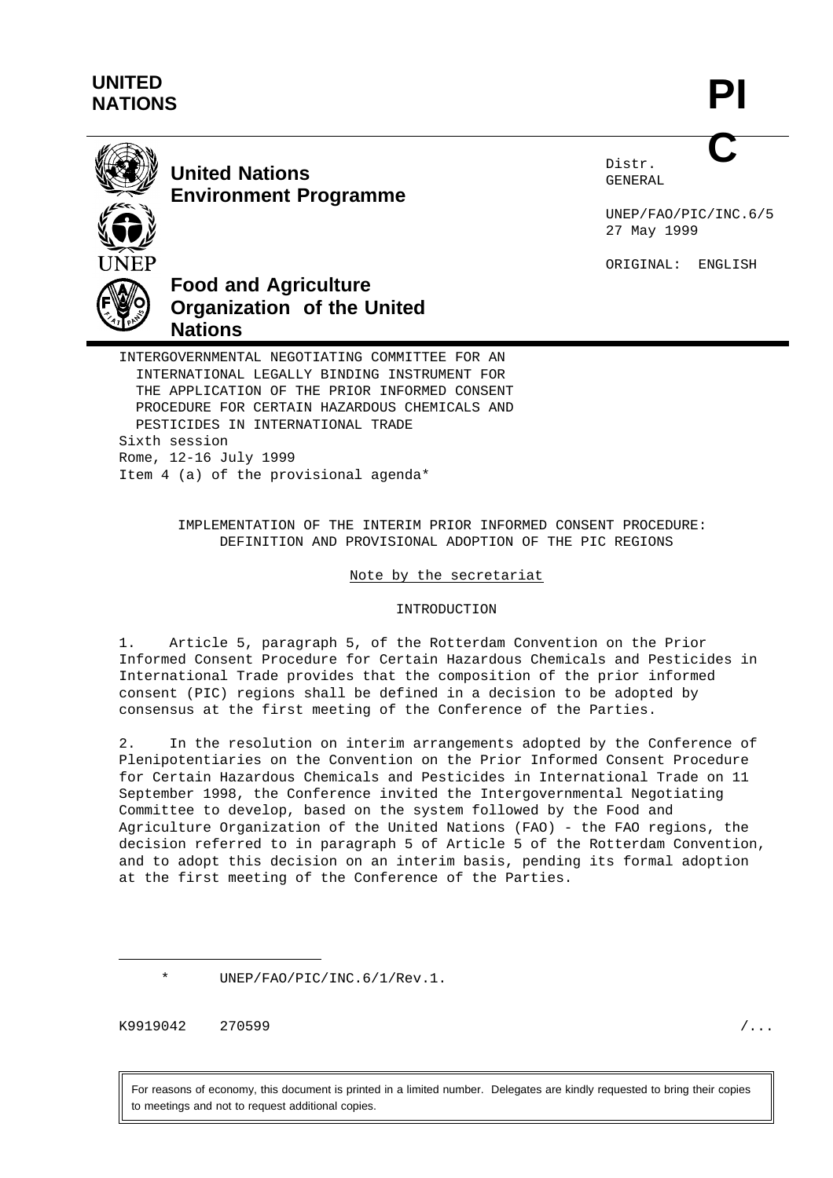**UNITED NATIONS**

**PIC**

**United Nations Environment Programme**

**Food and Agriculture Organization of the United Nations**

Distr.
GENERAL

UNEP/FAO/PIC/INC.6/5
27 May 1999

ORIGINAL: ENGLISH

INTERGOVERNMENTAL NEGOTIATING COMMITTEE FOR AN INTERNATIONAL LEGALLY BINDING INSTRUMENT FOR THE APPLICATION OF THE PRIOR INFORMED CONSENT PROCEDURE FOR CERTAIN HAZARDOUS CHEMICALS AND PESTICIDES IN INTERNATIONAL TRADE
Sixth session
Rome, 12-16 July 1999
Item 4 (a) of the provisional agenda*

# IMPLEMENTATION OF THE INTERIM PRIOR INFORMED CONSENT PROCEDURE: DEFINITION AND PROVISIONAL ADOPTION OF THE PIC REGIONS

Note by the secretariat

## INTRODUCTION

1. Article 5, paragraph 5, of the Rotterdam Convention on the Prior Informed Consent Procedure for Certain Hazardous Chemicals and Pesticides in International Trade provides that the composition of the prior informed consent (PIC) regions shall be defined in a decision to be adopted by consensus at the first meeting of the Conference of the Parties.

2. In the resolution on interim arrangements adopted by the Conference of Plenipotentiaries on the Convention on the Prior Informed Consent Procedure for Certain Hazardous Chemicals and Pesticides in International Trade on 11 September 1998, the Conference invited the Intergovernmental Negotiating Committee to develop, based on the system followed by the Food and Agriculture Organization of the United Nations (FAO) - the FAO regions, the decision referred to in paragraph 5 of Article 5 of the Rotterdam Convention, and to adopt this decision on an interim basis, pending its formal adoption at the first meeting of the Conference of the Parties.

---

\* UNEP/FAO/PIC/INC.6/1/Rev.1.

K9919042 270599

For reasons of economy, this document is printed in a limited number. Delegates are kindly requested to bring their copies to meetings and not to request additional copies.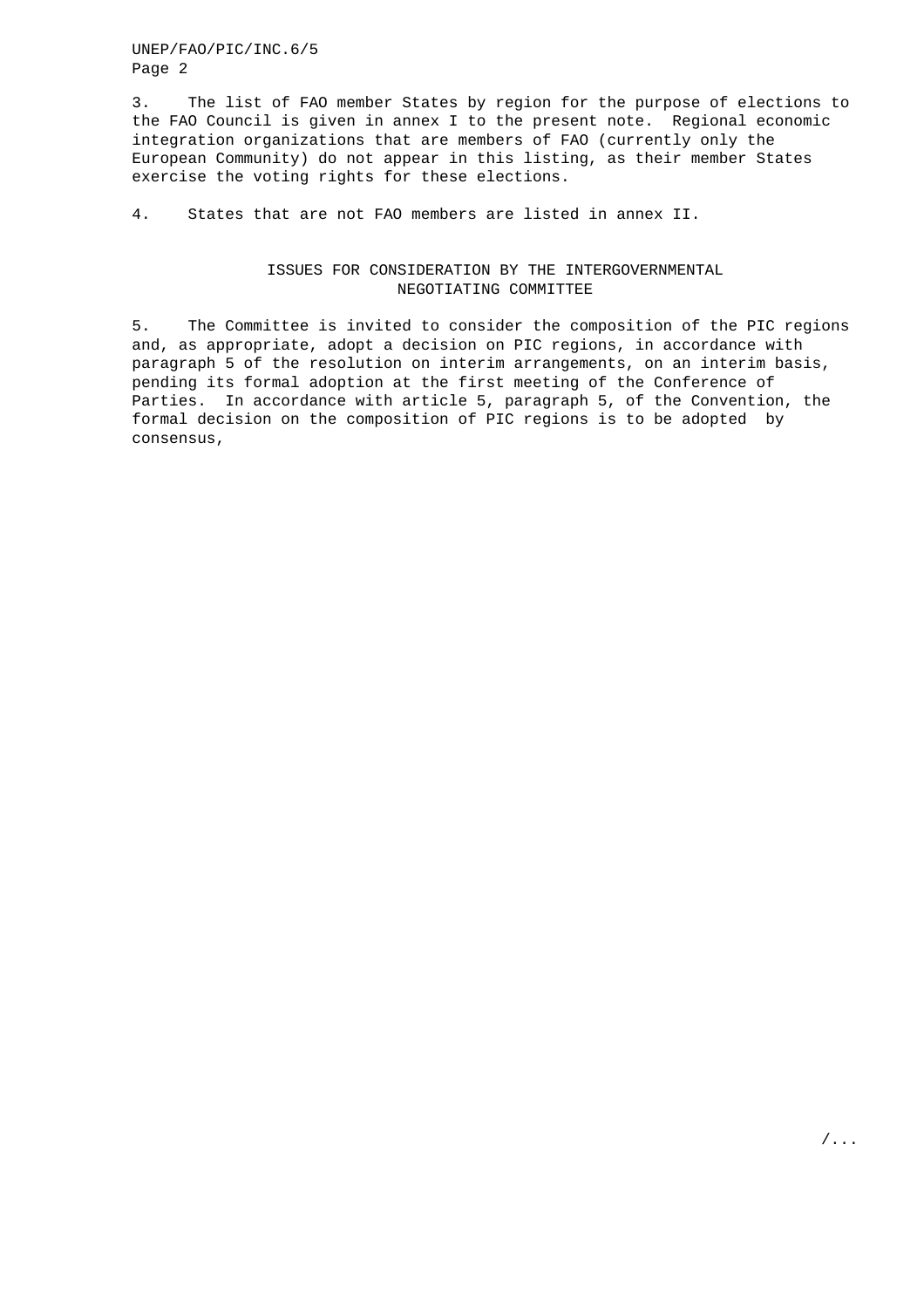3. The list of FAO member States by region for the purpose of elections to the FAO Council is given in annex I to the present note. Regional economic integration organizations that are members of FAO (currently only the European Community) do not appear in this listing, as their member States exercise the voting rights for these elections.

4. States that are not FAO members are listed in annex II.

## ISSUES FOR CONSIDERATION BY THE INTERGOVERNMENTAL NEGOTIATING COMMITTEE

5. The Committee is invited to consider the composition of the PIC regions and, as appropriate, adopt a decision on PIC regions, in accordance with paragraph 5 of the resolution on interim arrangements, on an interim basis, pending its formal adoption at the first meeting of the Conference of Parties. In accordance with article 5, paragraph 5, of the Convention, the formal decision on the composition of PIC regions is to be adopted by consensus,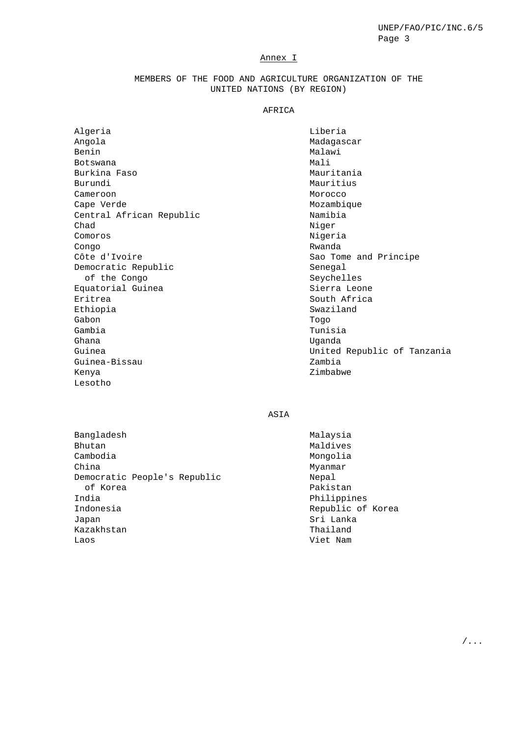## Annex I

### MEMBERS OF THE FOOD AND AGRICULTURE ORGANIZATION OF THE UNITED NATIONS (BY REGION)

#### AFRICA

Algeria
Angola
Benin
Botswana
Burkina Faso
Burundi
Cameroon
Cape Verde
Central African Republic
Chad
Comoros
Congo
Côte d'Ivoire
Democratic Republic of the Congo
Equatorial Guinea
Eritrea
Ethiopia
Gabon
Gambia
Ghana
Guinea
Guinea-Bissau
Kenya
Lesotho
Liberia
Madagascar
Malawi
Mali
Mauritania
Mauritius
Morocco
Mozambique
Namibia
Niger
Nigeria
Rwanda
Sao Tome and Principe
Senegal
Seychelles
Sierra Leone
South Africa
Swaziland
Togo
Tunisia
Uganda
United Republic of Tanzania
Zambia
Zimbabwe

#### ASIA

Bangladesh
Bhutan
Cambodia
China
Democratic People's Republic of Korea
India
Indonesia
Japan
Kazakhstan
Laos
Malaysia
Maldives
Mongolia
Myanmar
Nepal
Pakistan
Philippines
Republic of Korea
Sri Lanka
Thailand
Viet Nam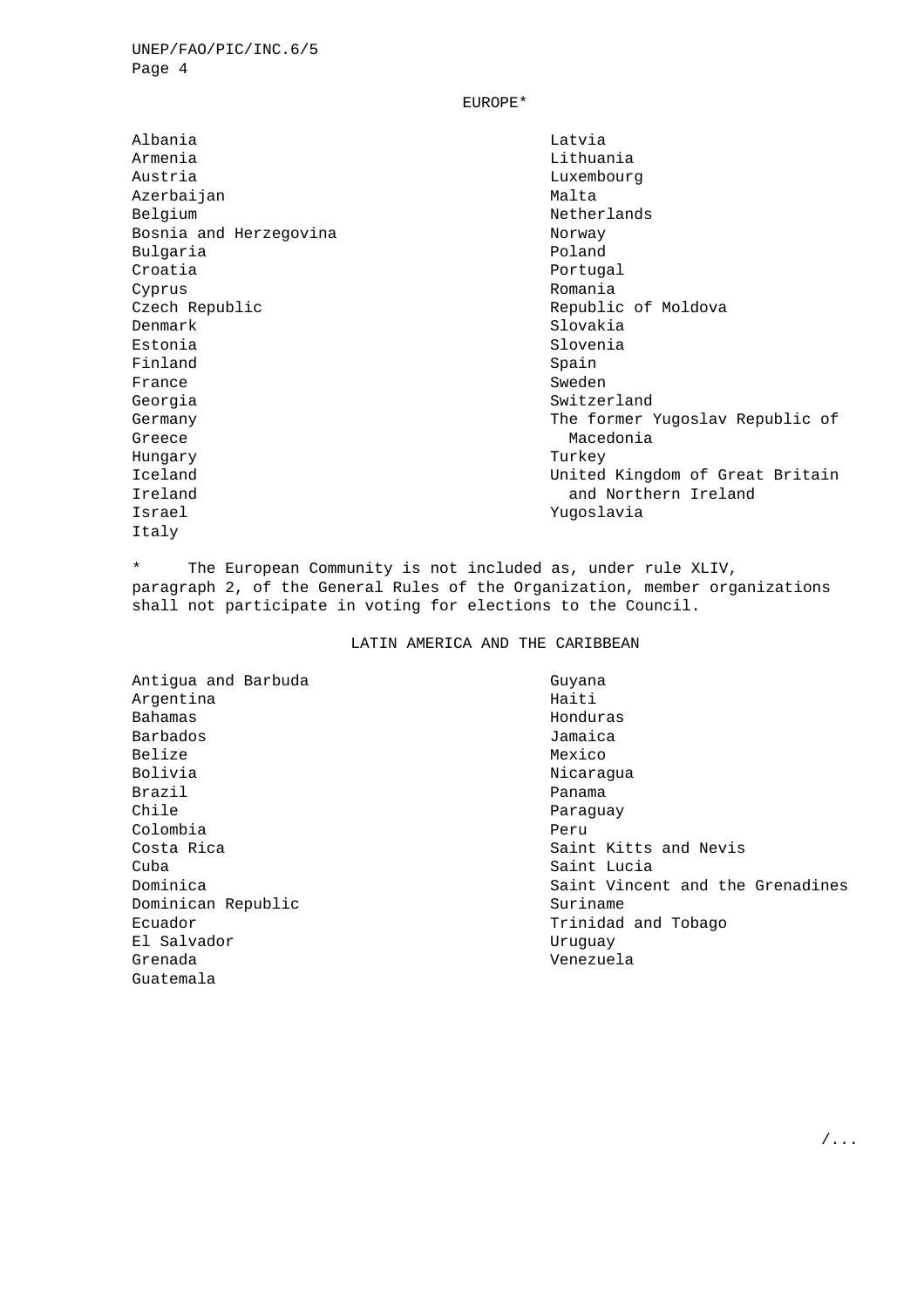## EUROPE*

Albania
Armenia
Austria
Azerbaijan
Belgium
Bosnia and Herzegovina
Bulgaria
Croatia
Cyprus
Czech Republic
Denmark
Estonia
Finland
France
Georgia
Germany
Greece
Hungary
Iceland
Ireland
Israel
Italy
Latvia
Lithuania
Luxembourg
Malta
Netherlands
Norway
Poland
Portugal
Romania
Republic of Moldova
Slovakia
Slovenia
Spain
Sweden
Switzerland
The former Yugoslav Republic of Macedonia
Turkey
United Kingdom of Great Britain and Northern Ireland
Yugoslavia

\* The European Community is not included as, under rule XLIV, paragraph 2, of the General Rules of the Organization, member organizations shall not participate in voting for elections to the Council.

## LATIN AMERICA AND THE CARIBBEAN

Antigua and Barbuda
Argentina
Bahamas
Barbados
Belize
Bolivia
Brazil
Chile
Colombia
Costa Rica
Cuba
Dominica
Dominican Republic
Ecuador
El Salvador
Grenada
Guatemala
Guyana
Haiti
Honduras
Jamaica
Mexico
Nicaragua
Panama
Paraguay
Peru
Saint Kitts and Nevis
Saint Lucia
Saint Vincent and the Grenadines
Suriname
Trinidad and Tobago
Uruguay
Venezuela

/...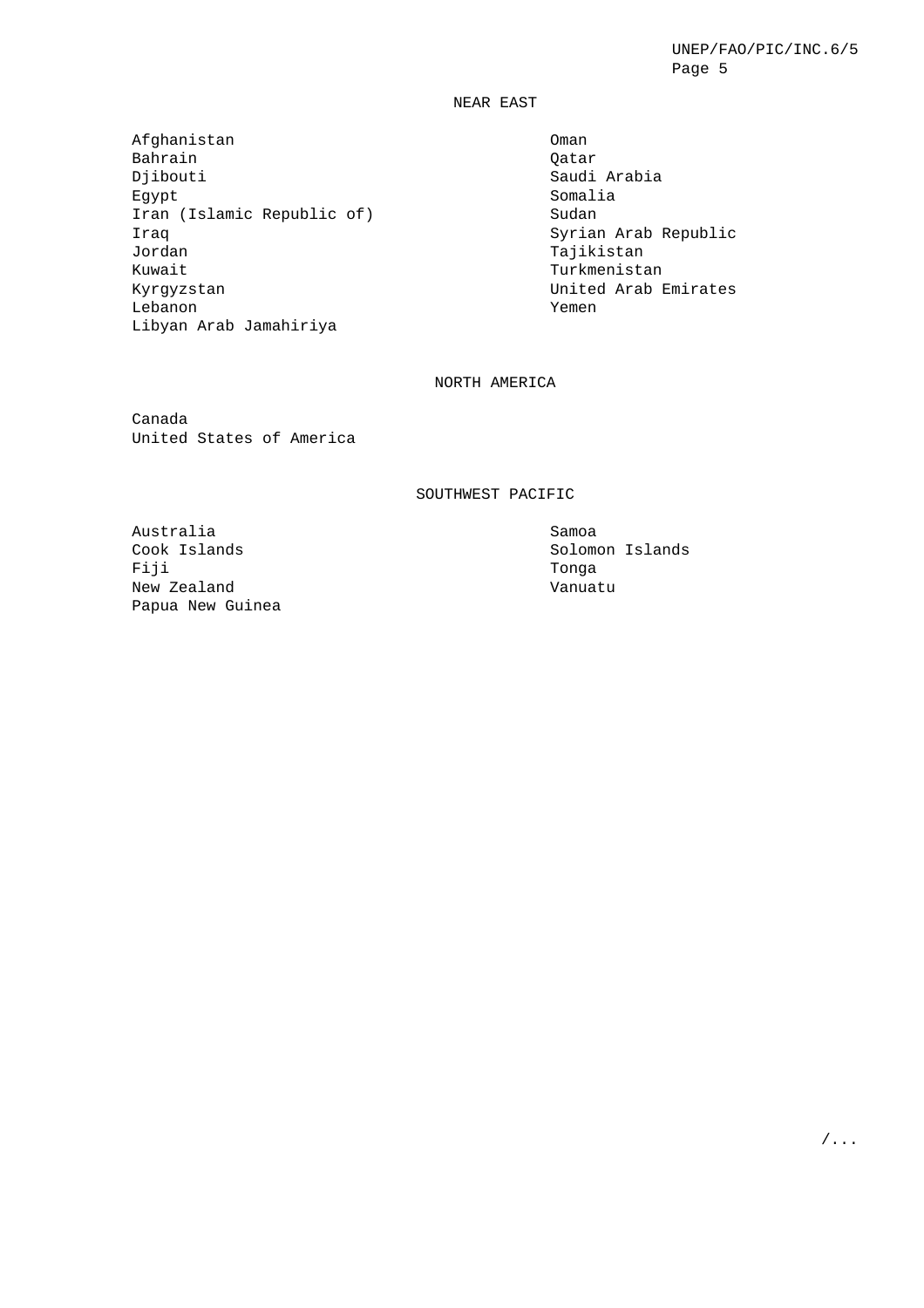## NEAR EAST

Afghanistan
Bahrain
Djibouti
Egypt
Iran (Islamic Republic of)
Iraq
Jordan
Kuwait
Kyrgyzstan
Lebanon
Libyan Arab Jamahiriya
Oman
Qatar
Saudi Arabia
Somalia
Sudan
Syrian Arab Republic
Tajikistan
Turkmenistan
United Arab Emirates
Yemen

## NORTH AMERICA

Canada
United States of America

## SOUTHWEST PACIFIC

Australia
Cook Islands
Fiji
New Zealand
Papua New Guinea
Samoa
Solomon Islands
Tonga
Vanuatu

/...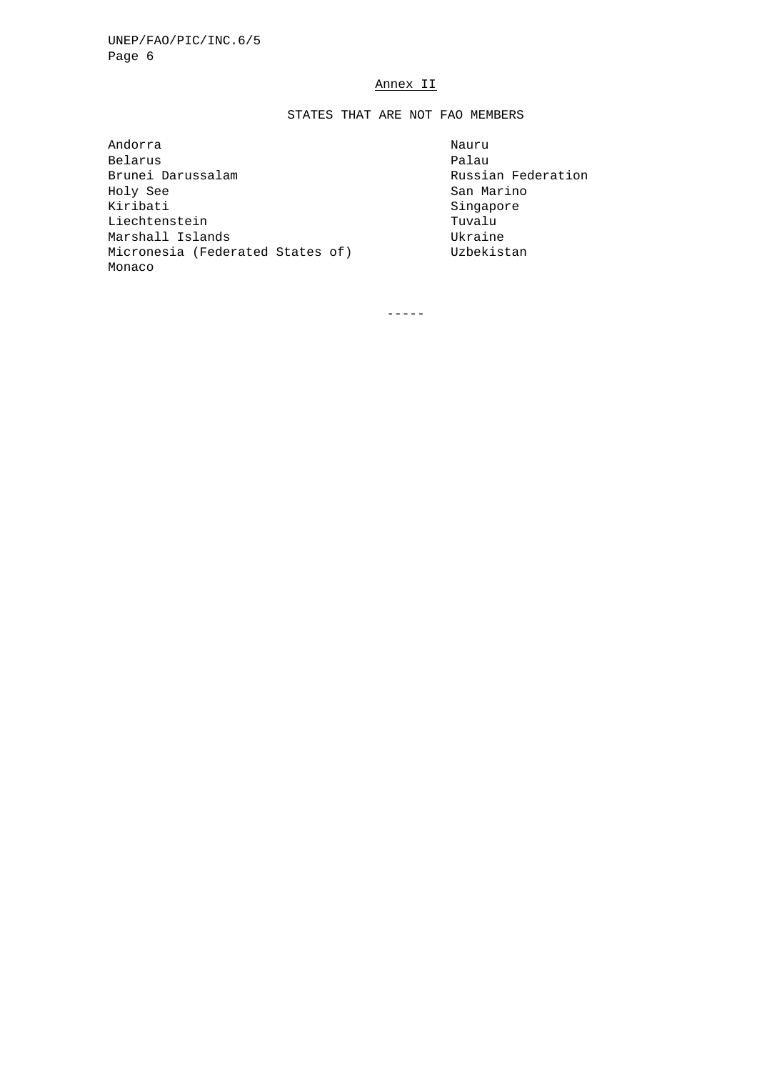## Annex II

### STATES THAT ARE NOT FAO MEMBERS

Andorra
Belarus
Brunei Darussalam
Holy See
Kiribati
Liechtenstein
Marshall Islands
Micronesia (Federated States of)
Monaco
Nauru
Palau
Russian Federation
San Marino
Singapore
Tuvalu
Ukraine
Uzbekistan

-----